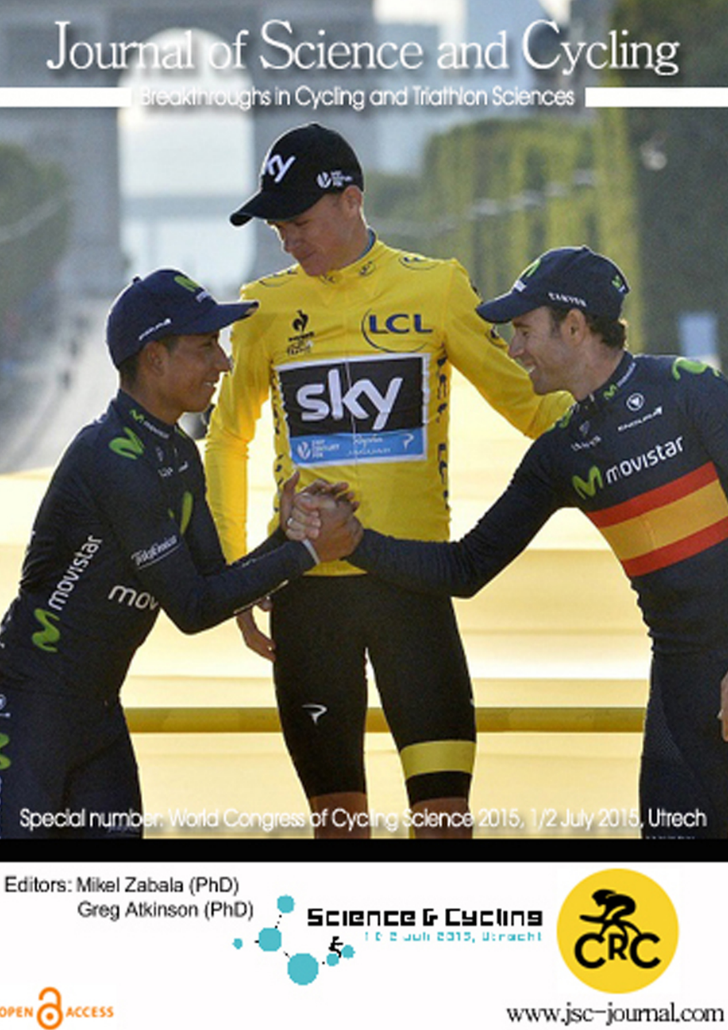# Journal of Science and Cycling

Breakthroughs in Cycling and Triathlon Sciences

Special number: World Congress of Cycling Science 2015, 1/2 July 2015, Utrech

Editors: Mikel Zabala (PhD)
Greg Atkinson (PhD)

Science & Cycling
1 & 2 juli 2015, Utrecht

CRC

OPEN ACCESS

www.jsc-journal.com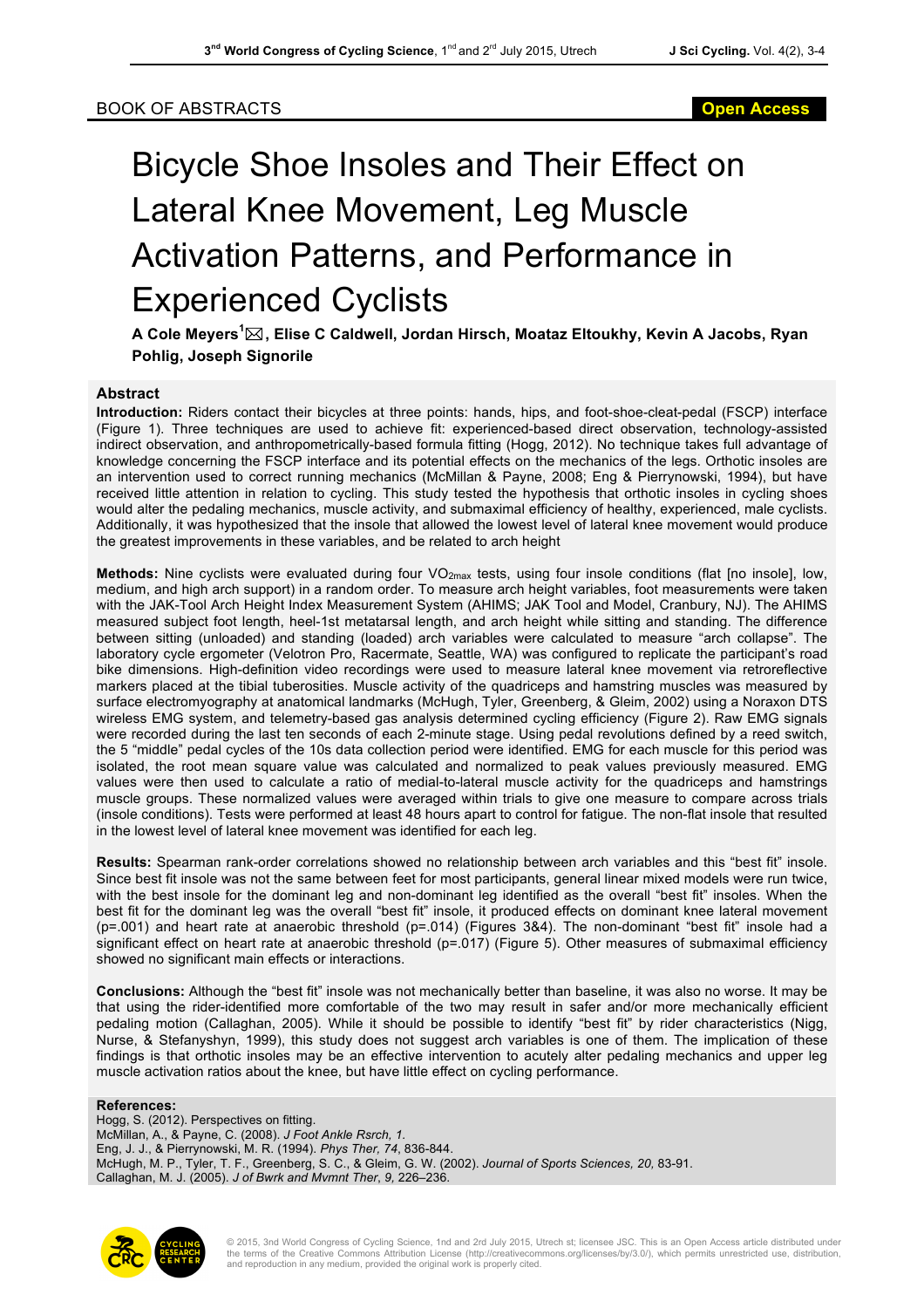BOOK OF ABSTRACTS

# Bicycle Shoe Insoles and Their Effect on Lateral Knee Movement, Leg Muscle Activation Patterns, and Performance in Experienced Cyclists

**A Cole Meyers[1]✉, Elise C Caldwell, Jordan Hirsch, Moataz Eltoukhy, Kevin A Jacobs, Ryan Pohlig, Joseph Signorile**

## Abstract

**Introduction:** Riders contact their bicycles at three points: hands, hips, and foot-shoe-cleat-pedal (FSCP) interface (Figure 1). Three techniques are used to achieve fit: experienced-based direct observation, technology-assisted indirect observation, and anthropometrically-based formula fitting (Hogg, 2012). No technique takes full advantage of knowledge concerning the FSCP interface and its potential effects on the mechanics of the legs. Orthotic insoles are an intervention used to correct running mechanics (McMillan & Payne, 2008; Eng & Pierrynowski, 1994), but have received little attention in relation to cycling. This study tested the hypothesis that orthotic insoles in cycling shoes would alter the pedaling mechanics, muscle activity, and submaximal efficiency of healthy, experienced, male cyclists. Additionally, it was hypothesized that the insole that allowed the lowest level of lateral knee movement would produce the greatest improvements in these variables, and be related to arch height

**Methods:** Nine cyclists were evaluated during four $VO_{2max}$ tests, using four insole conditions (flat [no insole], low, medium, and high arch support) in a random order. To measure arch height variables, foot measurements were taken with the JAK-Tool Arch Height Index Measurement System (AHIMS; JAK Tool and Model, Cranbury, NJ). The AHIMS measured subject foot length, heel-1st metatarsal length, and arch height while sitting and standing. The difference between sitting (unloaded) and standing (loaded) arch variables were calculated to measure "arch collapse". The laboratory cycle ergometer (Velotron Pro, Racermate, Seattle, WA) was configured to replicate the participant's road bike dimensions. High-definition video recordings were used to measure lateral knee movement via retroreflective markers placed at the tibial tuberosities. Muscle activity of the quadriceps and hamstring muscles was measured by surface electromyography at anatomical landmarks (McHugh, Tyler, Greenberg, & Gleim, 2002) using a Noraxon DTS wireless EMG system, and telemetry-based gas analysis determined cycling efficiency (Figure 2). Raw EMG signals were recorded during the last ten seconds of each 2-minute stage. Using pedal revolutions defined by a reed switch, the 5 "middle" pedal cycles of the 10s data collection period were identified. EMG for each muscle for this period was isolated, the root mean square value was calculated and normalized to peak values previously measured. EMG values were then used to calculate a ratio of medial-to-lateral muscle activity for the quadriceps and hamstrings muscle groups. These normalized values were averaged within trials to give one measure to compare across trials (insole conditions). Tests were performed at least 48 hours apart to control for fatigue. The non-flat insole that resulted in the lowest level of lateral knee movement was identified for each leg.

**Results:** Spearman rank-order correlations showed no relationship between arch variables and this "best fit" insole. Since best fit insole was not the same between feet for most participants, general linear mixed models were run twice, with the best insole for the dominant leg and non-dominant leg identified as the overall "best fit" insoles. When the best fit for the dominant leg was the overall "best fit" insole, it produced effects on dominant knee lateral movement ($p=.001$) and heart rate at anaerobic threshold ($p=.014$) (Figures 3&4). The non-dominant "best fit" insole had a significant effect on heart rate at anaerobic threshold ($p=.017$) (Figure 5). Other measures of submaximal efficiency showed no significant main effects or interactions.

**Conclusions:** Although the "best fit" insole was not mechanically better than baseline, it was also no worse. It may be that using the rider-identified more comfortable of the two may result in safer and/or more mechanically efficient pedaling motion (Callaghan, 2005). While it should be possible to identify "best fit" by rider characteristics (Nigg, Nurse, & Stefanyshyn, 1999), this study does not suggest arch variables is one of them. The implication of these findings is that orthotic insoles may be an effective intervention to acutely alter pedaling mechanics and upper leg muscle activation ratios about the knee, but have little effect on cycling performance.

**References:**

Hogg, S. (2012). Perspectives on fitting.
McMillan, A., & Payne, C. (2008). *J Foot Ankle Rsrch, 1.*
Eng, J. J., & Pierrynowski, M. R. (1994). *Phys Ther, 74*, 836-844.
McHugh, M. P., Tyler, T. F., Greenberg, S. C., & Gleim, G. W. (2002). *Journal of Sports Sciences, 20,* 83-91.
Callaghan, M. J. (2005). *J of Bwrk and Mvmnt Ther, 9,* 226–236.

© 2015, 3nd World Congress of Cycling Science, 1nd and 2rd July 2015, Utrech st; licensee JSC. This is an Open Access article distributed under the terms of the Creative Commons Attribution License (http://creativecommons.org/licenses/by/3.0/), which permits unrestricted use, distribution, and reproduction in any medium, provided the original work is properly cited.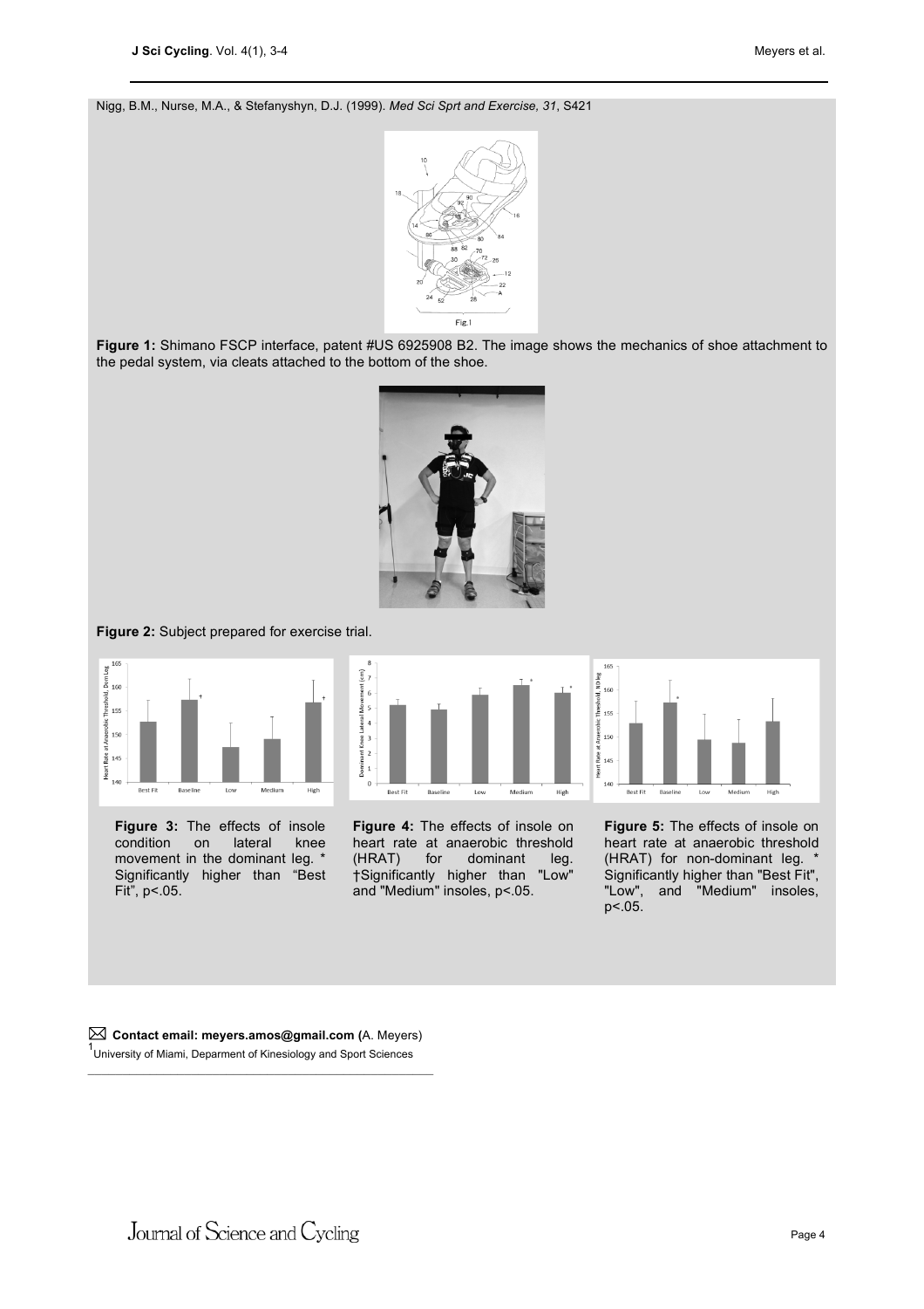Nigg, B.M., Nurse, M.A., & Stefanyshyn, D.J. (1999). *Med Sci Sprt and Exercise, 31*, S421

**Figure 1:** Shimano FSCP interface, patent #US 6925908 B2. The image shows the mechanics of shoe attachment to the pedal system, via cleats attached to the bottom of the shoe.

**Figure 2:** Subject prepared for exercise trial.

Heart Rate at Anaerobic Threshold, Dom Leg

165
160
155
150
145
140

Best Fit Baseline Low Medium High

**Figure 3:** The effects of insole condition on lateral knee movement in the dominant leg. * Significantly higher than "Best Fit", $p<.05$.

Dominant Knee Lateral Movement (cm)

8
7
6
5
4
3
2
1
0

Best Fit Baseline Low Medium High

**Figure 4:** The effects of insole on heart rate at anaerobic threshold (HRAT) for dominant leg. †Significantly higher than "Low" and "Medium" insoles, $p<.05$.

Heart Rate at Anaerobic Threshold, ND leg

165
160
155
150
145
140

Best Fit Baseline Low Medium High

**Figure 5:** The effects of insole on heart rate at anaerobic threshold (HRAT) for non-dominant leg. * Significantly higher than "Best Fit", "Low", and "Medium" insoles, $p<.05$.

✉ **Contact email: meyers.amos@gmail.com** (A. Meyers)

[1] University of Miami, Deparment of Kinesiology and Sport Sciences